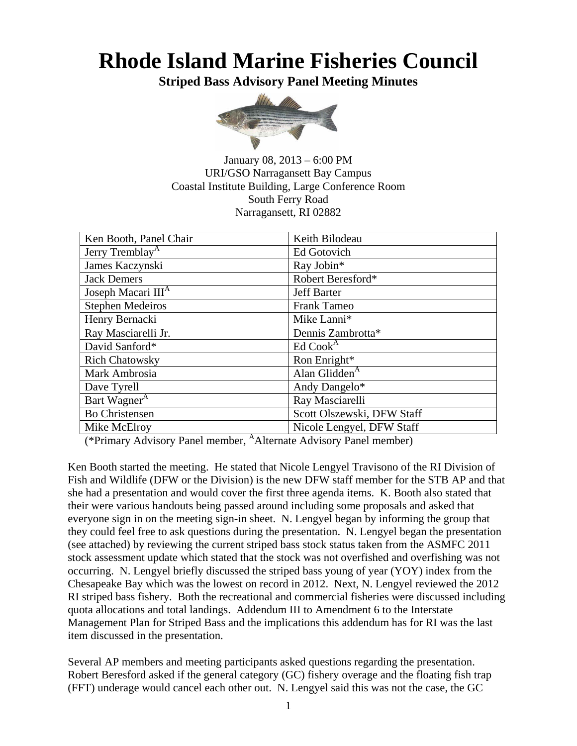# Rhode Island Marine Fisheries Council

**Striped Bass Advisory Panel Meeting Minutes**

January 08, 2013 – 6:00 PM
URI/GSO Narragansett Bay Campus
Coastal Institute Building, Large Conference Room
South Ferry Road
Narragansett, RI 02882

| Ken Booth, Panel Chair | Keith Bilodeau |
|---|---|
| Jerry Tremblay[A] | Ed Gotovich |
| James Kaczynski | Ray Jobin* |
| Jack Demers | Robert Beresford* |
| Joseph Macari III[A] | Jeff Barter |
| Stephen Medeiros | Frank Tameo |
| Henry Bernacki | Mike Lanni* |
| Ray Masciarelli Jr. | Dennis Zambrotta* |
| David Sanford* | Ed Cook[A] |
| Rich Chatowsky | Ron Enright* |
| Mark Ambrosia | Alan Glidden[A] |
| Dave Tyrell | Andy Dangelo* |
| Bart Wagner[A] | Ray Masciarelli |
| Bo Christensen | Scott Olszewski, DFW Staff |
| Mike McElroy | Nicole Lengyel, DFW Staff |

(*Primary Advisory Panel member, [A]Alternate Advisory Panel member)

Ken Booth started the meeting. He stated that Nicole Lengyel Travisono of the RI Division of Fish and Wildlife (DFW or the Division) is the new DFW staff member for the STB AP and that she had a presentation and would cover the first three agenda items. K. Booth also stated that their were various handouts being passed around including some proposals and asked that everyone sign in on the meeting sign-in sheet. N. Lengyel began by informing the group that they could feel free to ask questions during the presentation. N. Lengyel began the presentation (see attached) by reviewing the current striped bass stock status taken from the ASMFC 2011 stock assessment update which stated that the stock was not overfished and overfishing was not occurring. N. Lengyel briefly discussed the striped bass young of year (YOY) index from the Chesapeake Bay which was the lowest on record in 2012. Next, N. Lengyel reviewed the 2012 RI striped bass fishery. Both the recreational and commercial fisheries were discussed including quota allocations and total landings. Addendum III to Amendment 6 to the Interstate Management Plan for Striped Bass and the implications this addendum has for RI was the last item discussed in the presentation.

Several AP members and meeting participants asked questions regarding the presentation. Robert Beresford asked if the general category (GC) fishery overage and the floating fish trap (FFT) underage would cancel each other out. N. Lengyel said this was not the case, the GC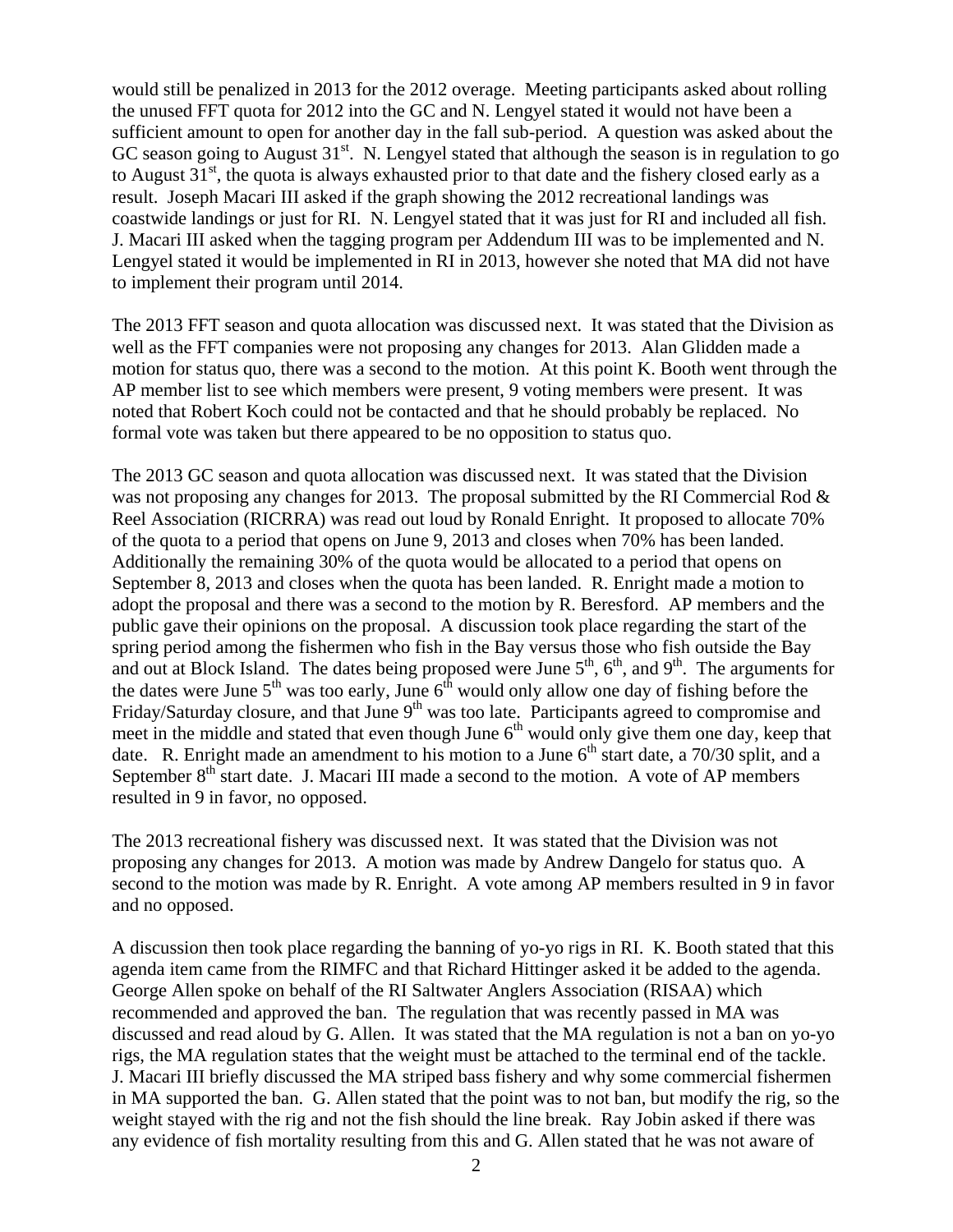would still be penalized in 2013 for the 2012 overage. Meeting participants asked about rolling the unused FFT quota for 2012 into the GC and N. Lengyel stated it would not have been a sufficient amount to open for another day in the fall sub-period. A question was asked about the GC season going to August 31st. N. Lengyel stated that although the season is in regulation to go to August 31st, the quota is always exhausted prior to that date and the fishery closed early as a result. Joseph Macari III asked if the graph showing the 2012 recreational landings was coastwide landings or just for RI. N. Lengyel stated that it was just for RI and included all fish. J. Macari III asked when the tagging program per Addendum III was to be implemented and N. Lengyel stated it would be implemented in RI in 2013, however she noted that MA did not have to implement their program until 2014.

The 2013 FFT season and quota allocation was discussed next. It was stated that the Division as well as the FFT companies were not proposing any changes for 2013. Alan Glidden made a motion for status quo, there was a second to the motion. At this point K. Booth went through the AP member list to see which members were present, 9 voting members were present. It was noted that Robert Koch could not be contacted and that he should probably be replaced. No formal vote was taken but there appeared to be no opposition to status quo.

The 2013 GC season and quota allocation was discussed next. It was stated that the Division was not proposing any changes for 2013. The proposal submitted by the RI Commercial Rod & Reel Association (RICRRA) was read out loud by Ronald Enright. It proposed to allocate 70% of the quota to a period that opens on June 9, 2013 and closes when 70% has been landed. Additionally the remaining 30% of the quota would be allocated to a period that opens on September 8, 2013 and closes when the quota has been landed. R. Enright made a motion to adopt the proposal and there was a second to the motion by R. Beresford. AP members and the public gave their opinions on the proposal. A discussion took place regarding the start of the spring period among the fishermen who fish in the Bay versus those who fish outside the Bay and out at Block Island. The dates being proposed were June 5th, 6th, and 9th. The arguments for the dates were June 5th was too early, June 6th would only allow one day of fishing before the Friday/Saturday closure, and that June 9th was too late. Participants agreed to compromise and meet in the middle and stated that even though June 6th would only give them one day, keep that date. R. Enright made an amendment to his motion to a June 6th start date, a 70/30 split, and a September 8th start date. J. Macari III made a second to the motion. A vote of AP members resulted in 9 in favor, no opposed.

The 2013 recreational fishery was discussed next. It was stated that the Division was not proposing any changes for 2013. A motion was made by Andrew Dangelo for status quo. A second to the motion was made by R. Enright. A vote among AP members resulted in 9 in favor and no opposed.

A discussion then took place regarding the banning of yo-yo rigs in RI. K. Booth stated that this agenda item came from the RIMFC and that Richard Hittinger asked it be added to the agenda. George Allen spoke on behalf of the RI Saltwater Anglers Association (RISAA) which recommended and approved the ban. The regulation that was recently passed in MA was discussed and read aloud by G. Allen. It was stated that the MA regulation is not a ban on yo-yo rigs, the MA regulation states that the weight must be attached to the terminal end of the tackle. J. Macari III briefly discussed the MA striped bass fishery and why some commercial fishermen in MA supported the ban. G. Allen stated that the point was to not ban, but modify the rig, so the weight stayed with the rig and not the fish should the line break. Ray Jobin asked if there was any evidence of fish mortality resulting from this and G. Allen stated that he was not aware of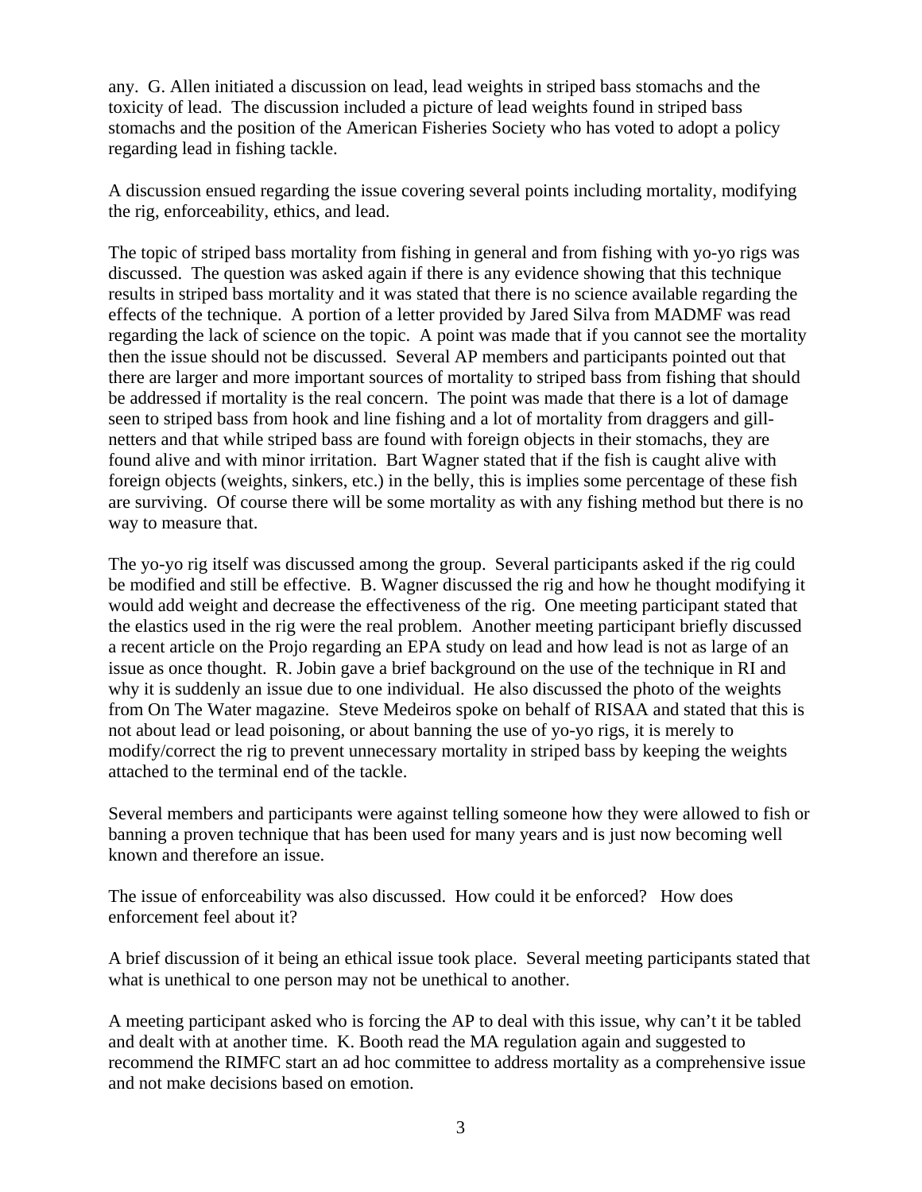any. G. Allen initiated a discussion on lead, lead weights in striped bass stomachs and the toxicity of lead. The discussion included a picture of lead weights found in striped bass stomachs and the position of the American Fisheries Society who has voted to adopt a policy regarding lead in fishing tackle.

A discussion ensued regarding the issue covering several points including mortality, modifying the rig, enforceability, ethics, and lead.

The topic of striped bass mortality from fishing in general and from fishing with yo-yo rigs was discussed. The question was asked again if there is any evidence showing that this technique results in striped bass mortality and it was stated that there is no science available regarding the effects of the technique. A portion of a letter provided by Jared Silva from MADMF was read regarding the lack of science on the topic. A point was made that if you cannot see the mortality then the issue should not be discussed. Several AP members and participants pointed out that there are larger and more important sources of mortality to striped bass from fishing that should be addressed if mortality is the real concern. The point was made that there is a lot of damage seen to striped bass from hook and line fishing and a lot of mortality from draggers and gill-netters and that while striped bass are found with foreign objects in their stomachs, they are found alive and with minor irritation. Bart Wagner stated that if the fish is caught alive with foreign objects (weights, sinkers, etc.) in the belly, this is implies some percentage of these fish are surviving. Of course there will be some mortality as with any fishing method but there is no way to measure that.

The yo-yo rig itself was discussed among the group. Several participants asked if the rig could be modified and still be effective. B. Wagner discussed the rig and how he thought modifying it would add weight and decrease the effectiveness of the rig. One meeting participant stated that the elastics used in the rig were the real problem. Another meeting participant briefly discussed a recent article on the Projo regarding an EPA study on lead and how lead is not as large of an issue as once thought. R. Jobin gave a brief background on the use of the technique in RI and why it is suddenly an issue due to one individual. He also discussed the photo of the weights from On The Water magazine. Steve Medeiros spoke on behalf of RISAA and stated that this is not about lead or lead poisoning, or about banning the use of yo-yo rigs, it is merely to modify/correct the rig to prevent unnecessary mortality in striped bass by keeping the weights attached to the terminal end of the tackle.

Several members and participants were against telling someone how they were allowed to fish or banning a proven technique that has been used for many years and is just now becoming well known and therefore an issue.

The issue of enforceability was also discussed. How could it be enforced? How does enforcement feel about it?

A brief discussion of it being an ethical issue took place. Several meeting participants stated that what is unethical to one person may not be unethical to another.

A meeting participant asked who is forcing the AP to deal with this issue, why can't it be tabled and dealt with at another time. K. Booth read the MA regulation again and suggested to recommend the RIMFC start an ad hoc committee to address mortality as a comprehensive issue and not make decisions based on emotion.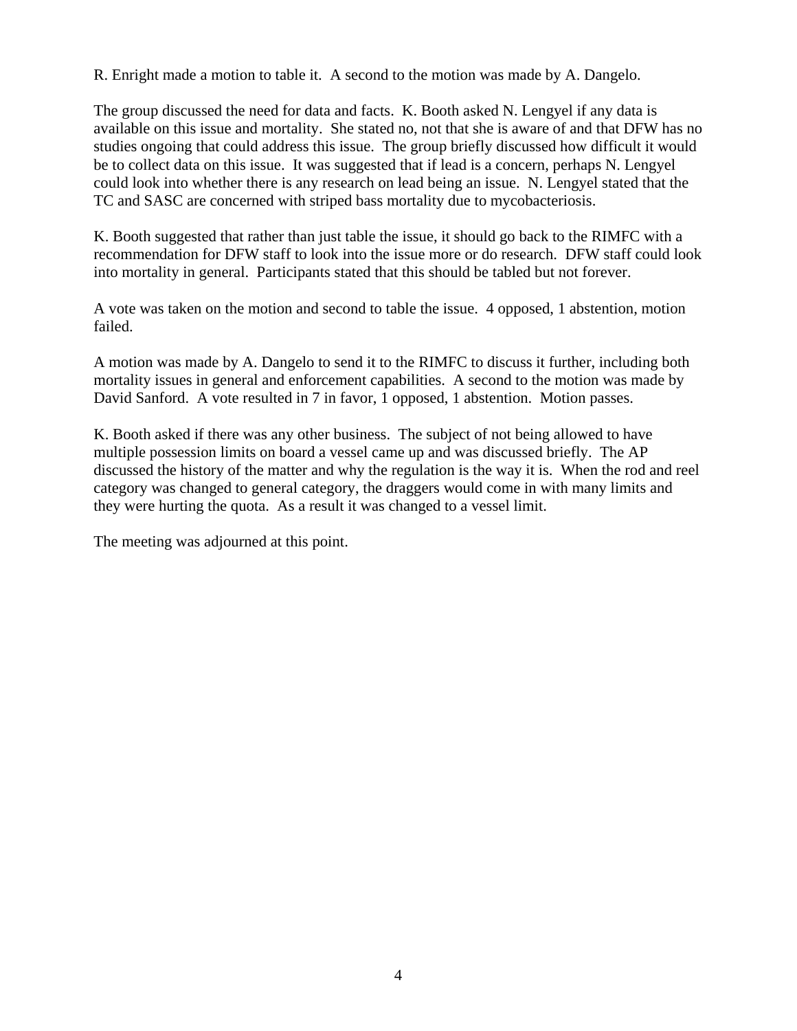R. Enright made a motion to table it. A second to the motion was made by A. Dangelo.

The group discussed the need for data and facts. K. Booth asked N. Lengyel if any data is available on this issue and mortality. She stated no, not that she is aware of and that DFW has no studies ongoing that could address this issue. The group briefly discussed how difficult it would be to collect data on this issue. It was suggested that if lead is a concern, perhaps N. Lengyel could look into whether there is any research on lead being an issue. N. Lengyel stated that the TC and SASC are concerned with striped bass mortality due to mycobacteriosis.

K. Booth suggested that rather than just table the issue, it should go back to the RIMFC with a recommendation for DFW staff to look into the issue more or do research. DFW staff could look into mortality in general. Participants stated that this should be tabled but not forever.

A vote was taken on the motion and second to table the issue. 4 opposed, 1 abstention, motion failed.

A motion was made by A. Dangelo to send it to the RIMFC to discuss it further, including both mortality issues in general and enforcement capabilities. A second to the motion was made by David Sanford. A vote resulted in 7 in favor, 1 opposed, 1 abstention. Motion passes.

K. Booth asked if there was any other business. The subject of not being allowed to have multiple possession limits on board a vessel came up and was discussed briefly. The AP discussed the history of the matter and why the regulation is the way it is. When the rod and reel category was changed to general category, the draggers would come in with many limits and they were hurting the quota. As a result it was changed to a vessel limit.

The meeting was adjourned at this point.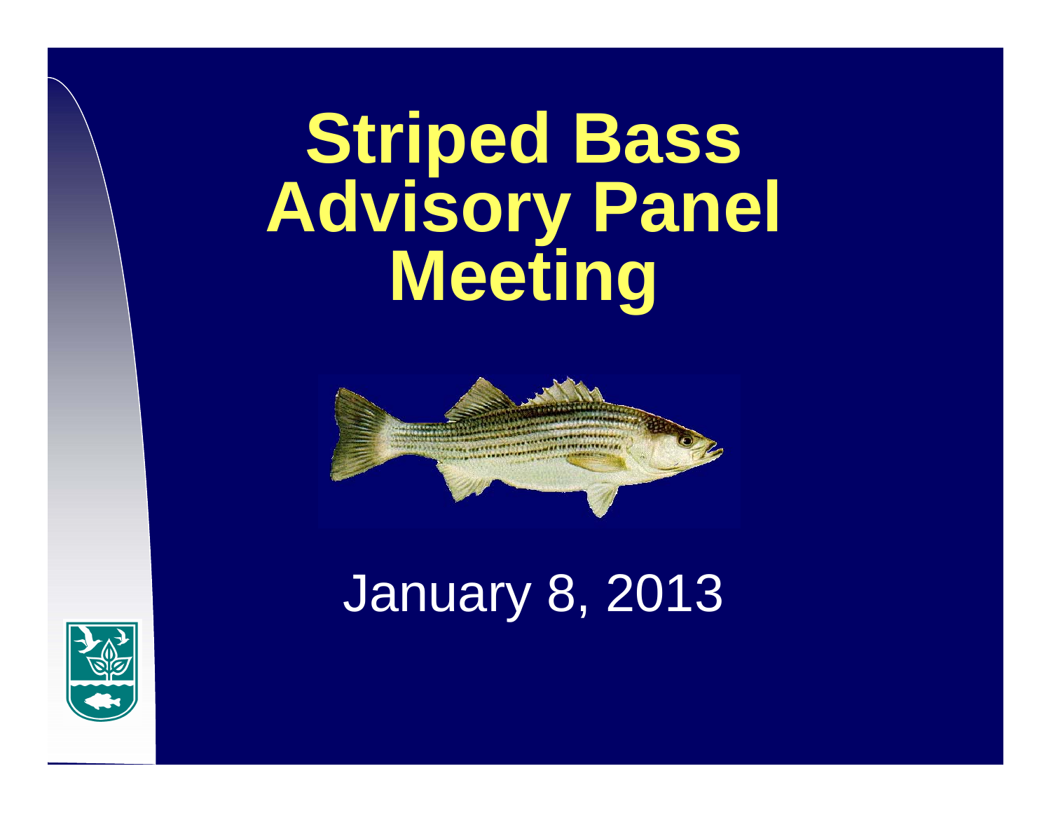# Striped Bass Advisory Panel Meeting

January 8, 2013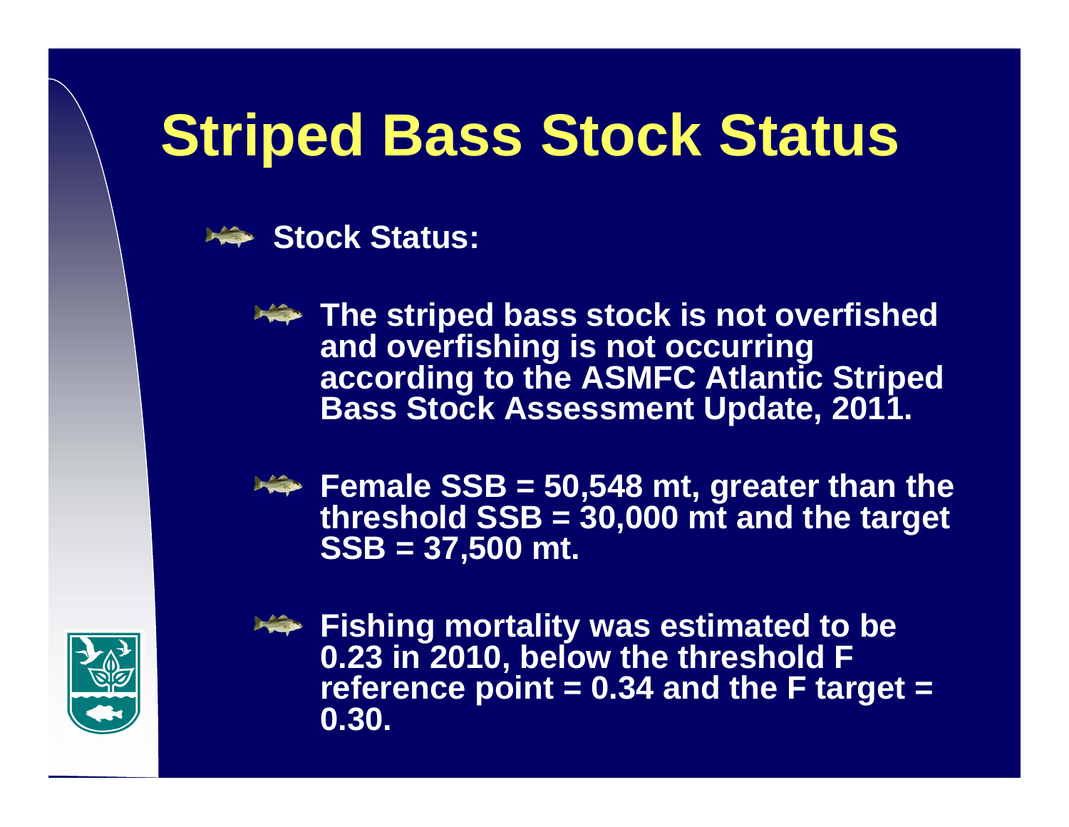# Striped Bass Stock Status

- **Stock Status:**
  - **The striped bass stock is not overfished and overfishing is not occurring according to the ASMFC Atlantic Striped Bass Stock Assessment Update, 2011.**
  - **Female SSB = 50,548 mt, greater than the threshold SSB = 30,000 mt and the target SSB = 37,500 mt.**
  - **Fishing mortality was estimated to be 0.23 in 2010, below the threshold F reference point = 0.34 and the F target = 0.30.**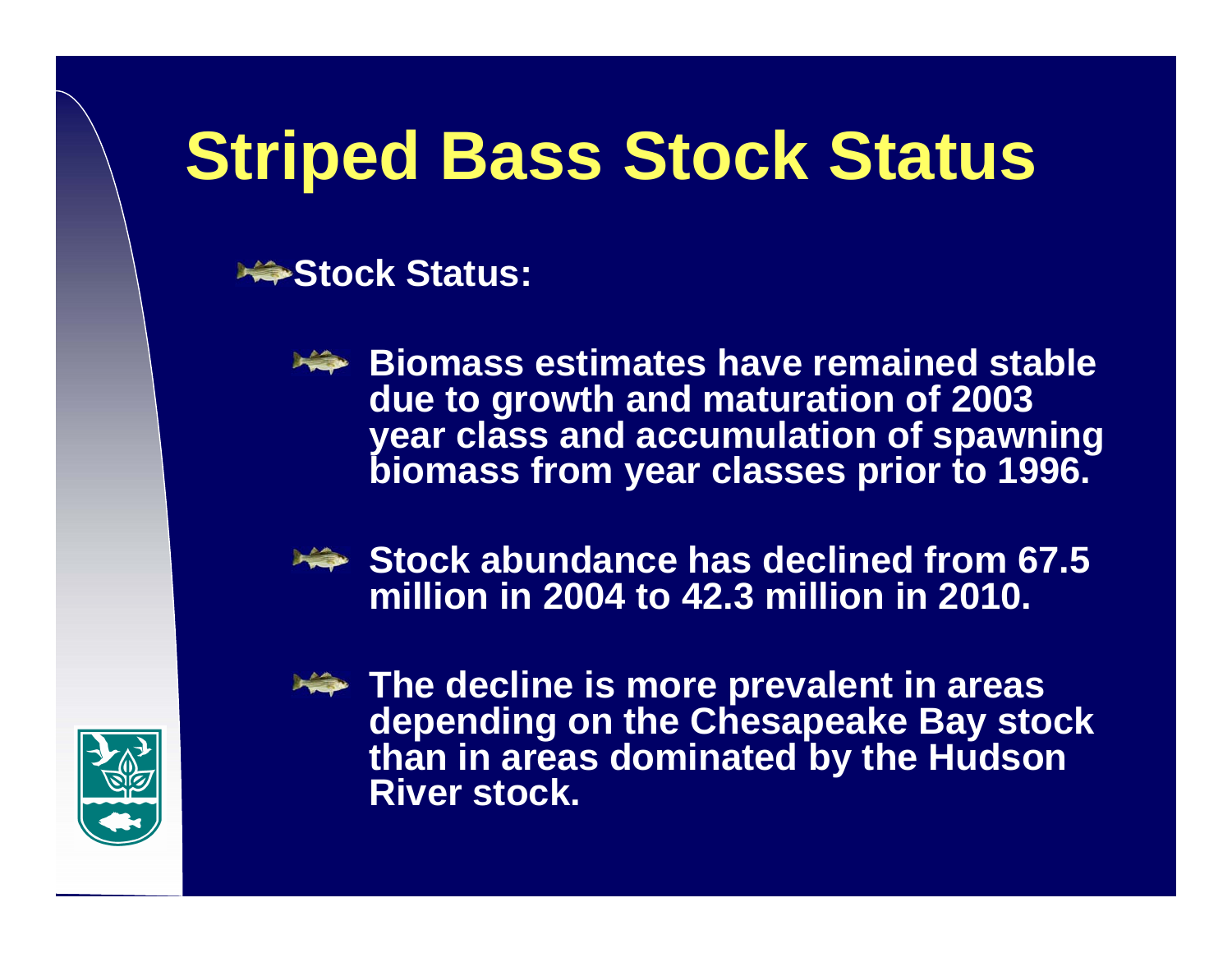# Striped Bass Stock Status

- **Stock Status:**
  - **Biomass estimates have remained stable due to growth and maturation of 2003 year class and accumulation of spawning biomass from year classes prior to 1996.**
  - **Stock abundance has declined from 67.5 million in 2004 to 42.3 million in 2010.**
  - **The decline is more prevalent in areas depending on the Chesapeake Bay stock than in areas dominated by the Hudson River stock.**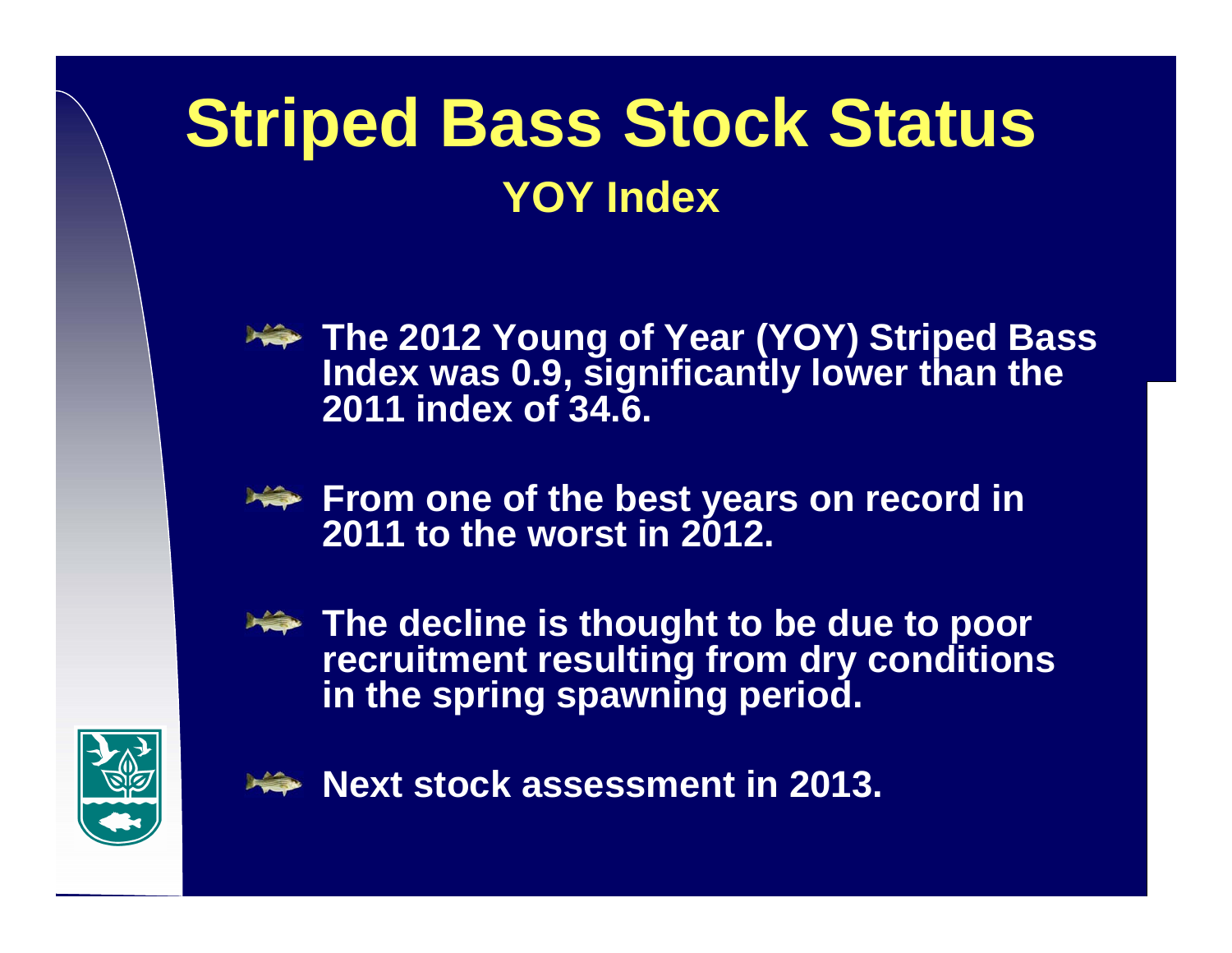# Striped Bass Stock Status

## YOY Index

- The 2012 Young of Year (YOY) Striped Bass Index was 0.9, significantly lower than the 2011 index of 34.6.
- From one of the best years on record in 2011 to the worst in 2012.
- The decline is thought to be due to poor recruitment resulting from dry conditions in the spring spawning period.
- Next stock assessment in 2013.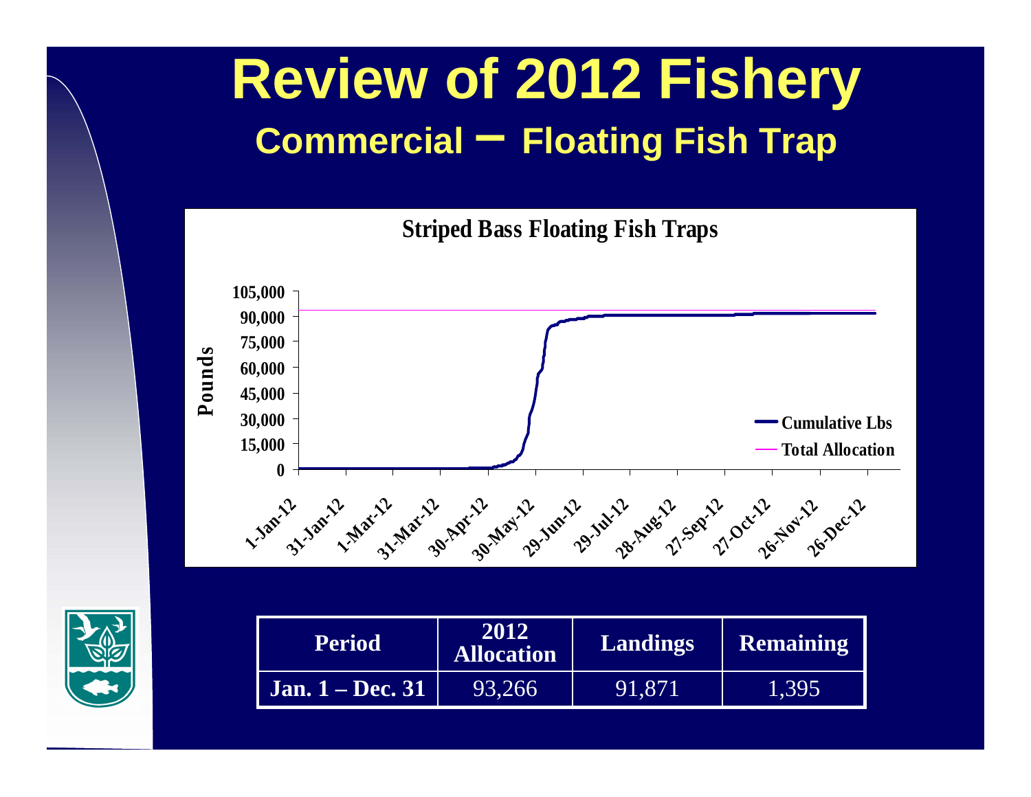# Review of 2012 Fishery

## Commercial – Floating Fish Trap

**Striped Bass Floating Fish Traps**

| Period | 2012 Allocation | Landings | Remaining |
|---|---|---|---|
| Jan. 1 – Dec. 31 | 93,266 | 91,871 | 1,395 |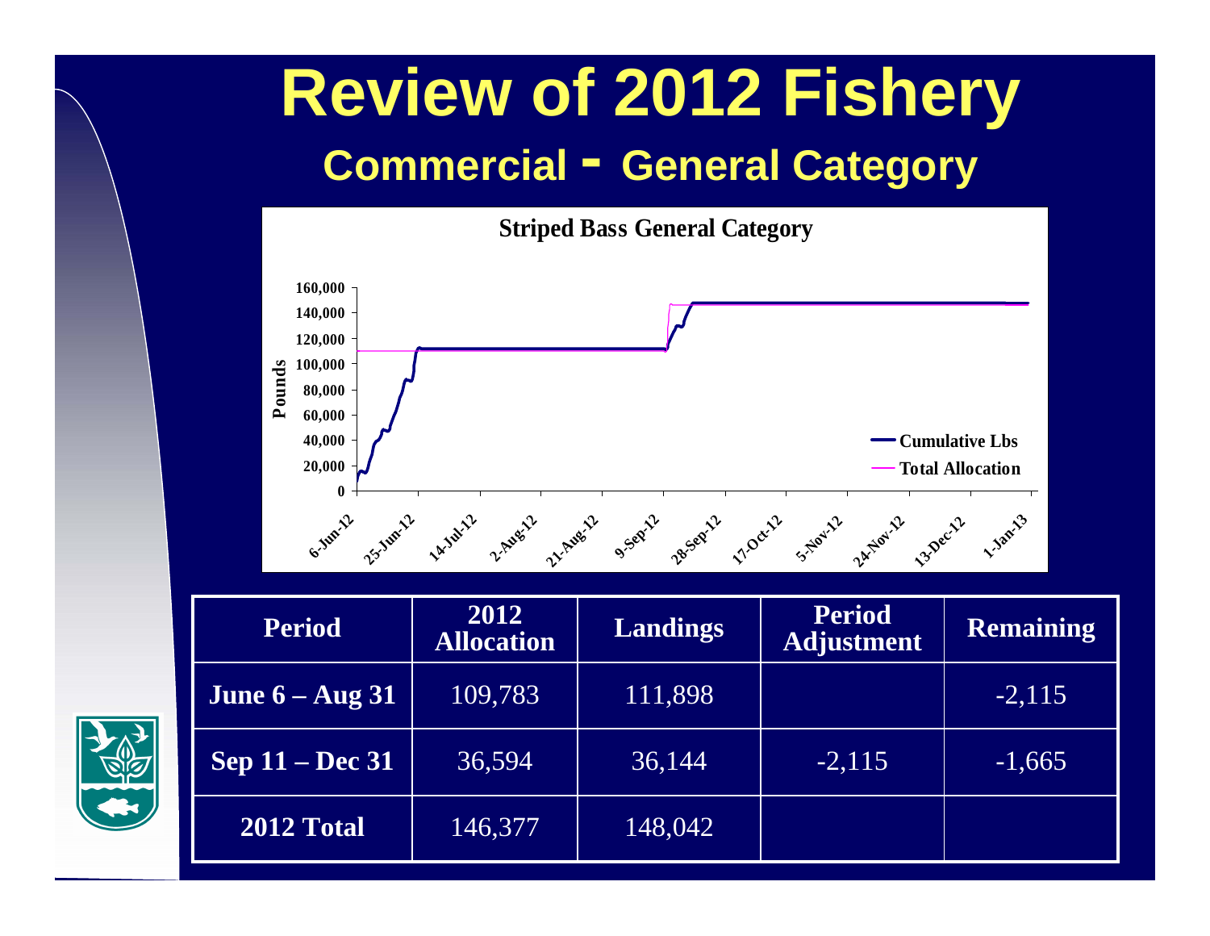# Review of 2012 Fishery

## Commercial - General Category

**Striped Bass General Category**

Pounds: 0, 20,000, 40,000, 60,000, 80,000, 100,000, 120,000, 140,000, 160,000

6-Jun-12, 25-Jun-12, 14-Jul-12, 2-Aug-12, 21-Aug-12, 9-Sep-12, 28-Sep-12, 17-Oct-12, 5-Nov-12, 24-Nov-12, 13-Dec-12, 1-Jan-13

— Cumulative Lbs
— Total Allocation

| Period | 2012 Allocation | Landings | Period Adjustment | Remaining |
|---|---|---|---|---|
| **June 6 – Aug 31** | 109,783 | 111,898 | | -2,115 |
| **Sep 11 – Dec 31** | 36,594 | 36,144 | -2,115 | -1,665 |
| **2012 Total** | 146,377 | 148,042 | | |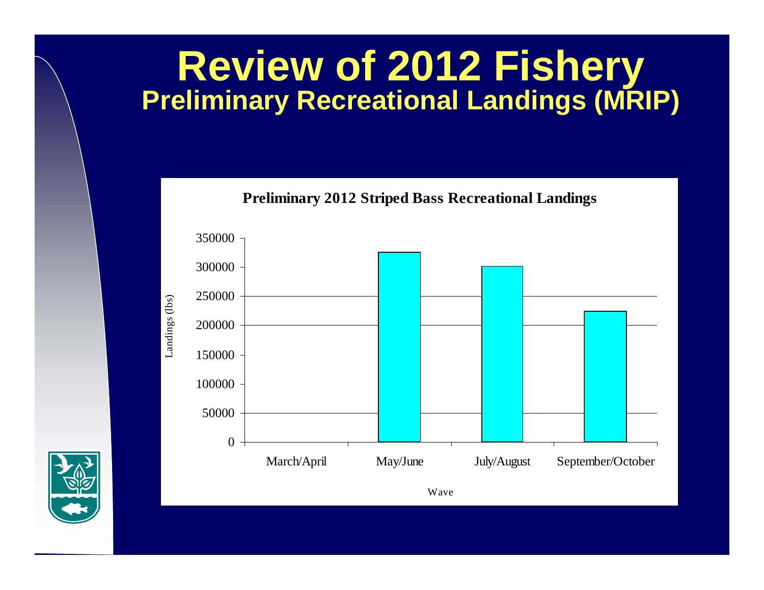# Review of 2012 Fishery

## Preliminary Recreational Landings (MRIP)

**Preliminary 2012 Striped Bass Recreational Landings**

| Wave | Landings (lbs) |
|---|---|
| March/April | |
| May/June | ~325000 |
| July/August | ~301000 |
| September/October | ~224000 |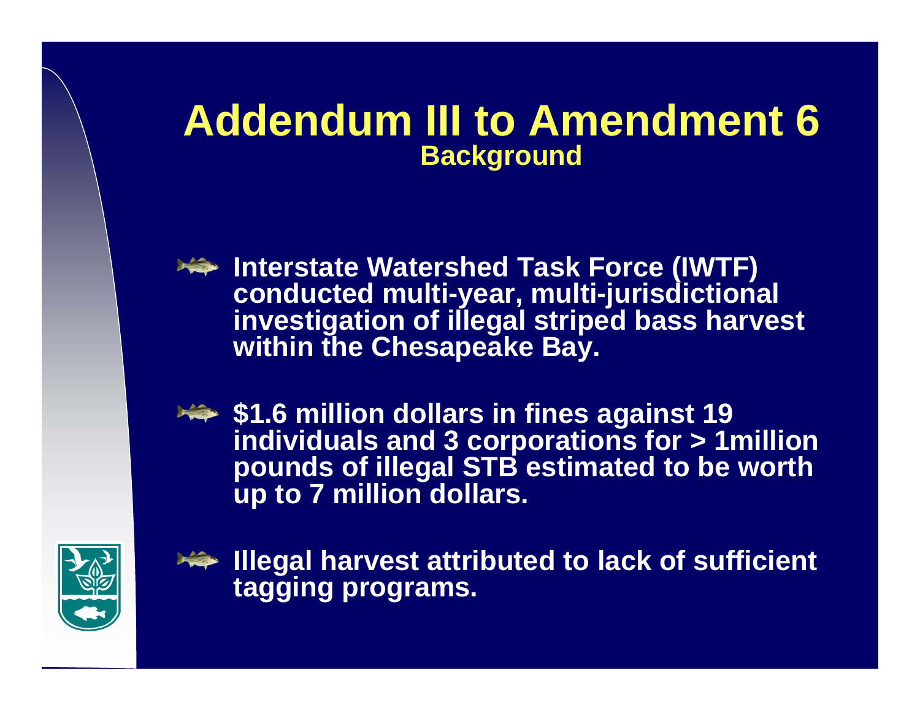# Addendum III to Amendment 6

## Background

- **Interstate Watershed Task Force (IWTF) conducted multi-year, multi-jurisdictional investigation of illegal striped bass harvest within the Chesapeake Bay.**
- **$1.6 million dollars in fines against 19 individuals and 3 corporations for > 1million pounds of illegal STB estimated to be worth up to 7 million dollars.**
- **Illegal harvest attributed to lack of sufficient tagging programs.**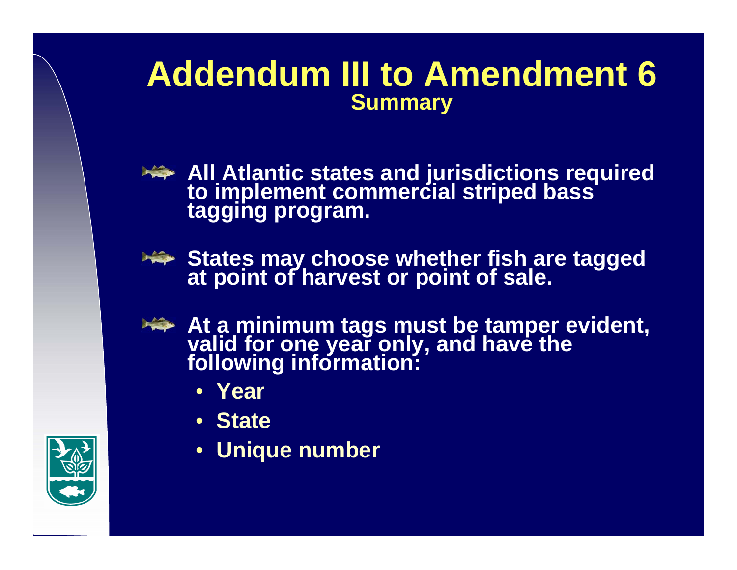# Addendum III to Amendment 6

## Summary

- All Atlantic states and jurisdictions required to implement commercial striped bass tagging program.
- States may choose whether fish are tagged at point of harvest or point of sale.
- At a minimum tags must be tamper evident, valid for one year only, and have the following information:
  - Year
  - State
  - Unique number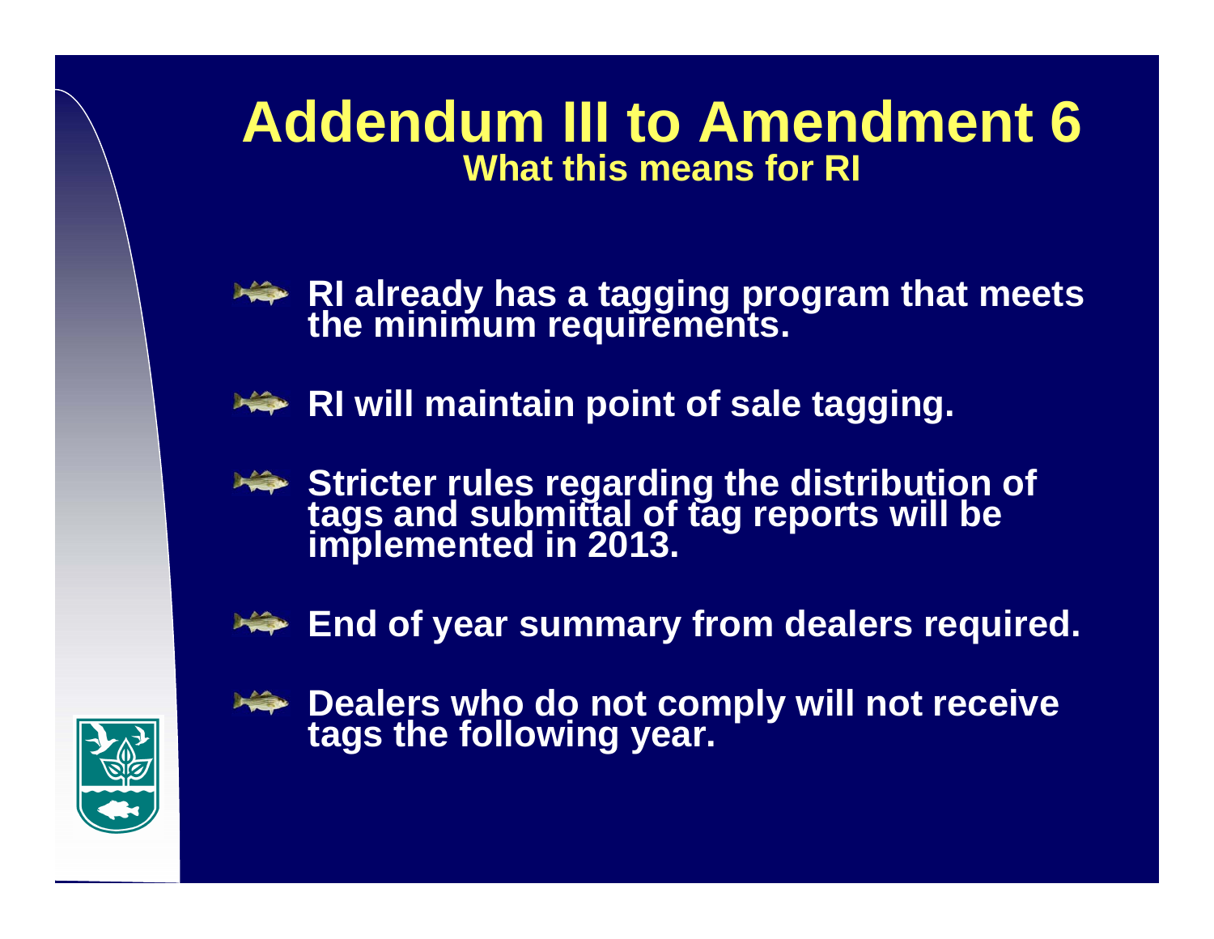# Addendum III to Amendment 6

## What this means for RI

- RI already has a tagging program that meets the minimum requirements.
- RI will maintain point of sale tagging.
- Stricter rules regarding the distribution of tags and submittal of tag reports will be implemented in 2013.
- End of year summary from dealers required.
- Dealers who do not comply will not receive tags the following year.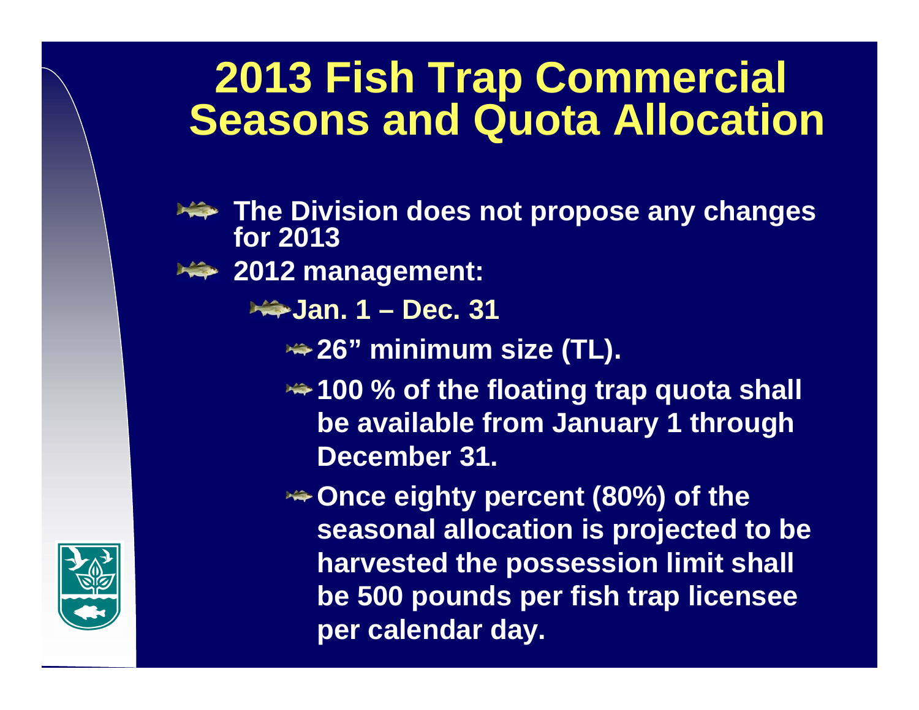# 2013 Fish Trap Commercial Seasons and Quota Allocation

- **The Division does not propose any changes for 2013**
- **2012 management:**
  - **Jan. 1 – Dec. 31**
    - **26” minimum size (TL).**
    - **100 % of the floating trap quota shall be available from January 1 through December 31.**
    - **Once eighty percent (80%) of the seasonal allocation is projected to be harvested the possession limit shall be 500 pounds per fish trap licensee per calendar day.**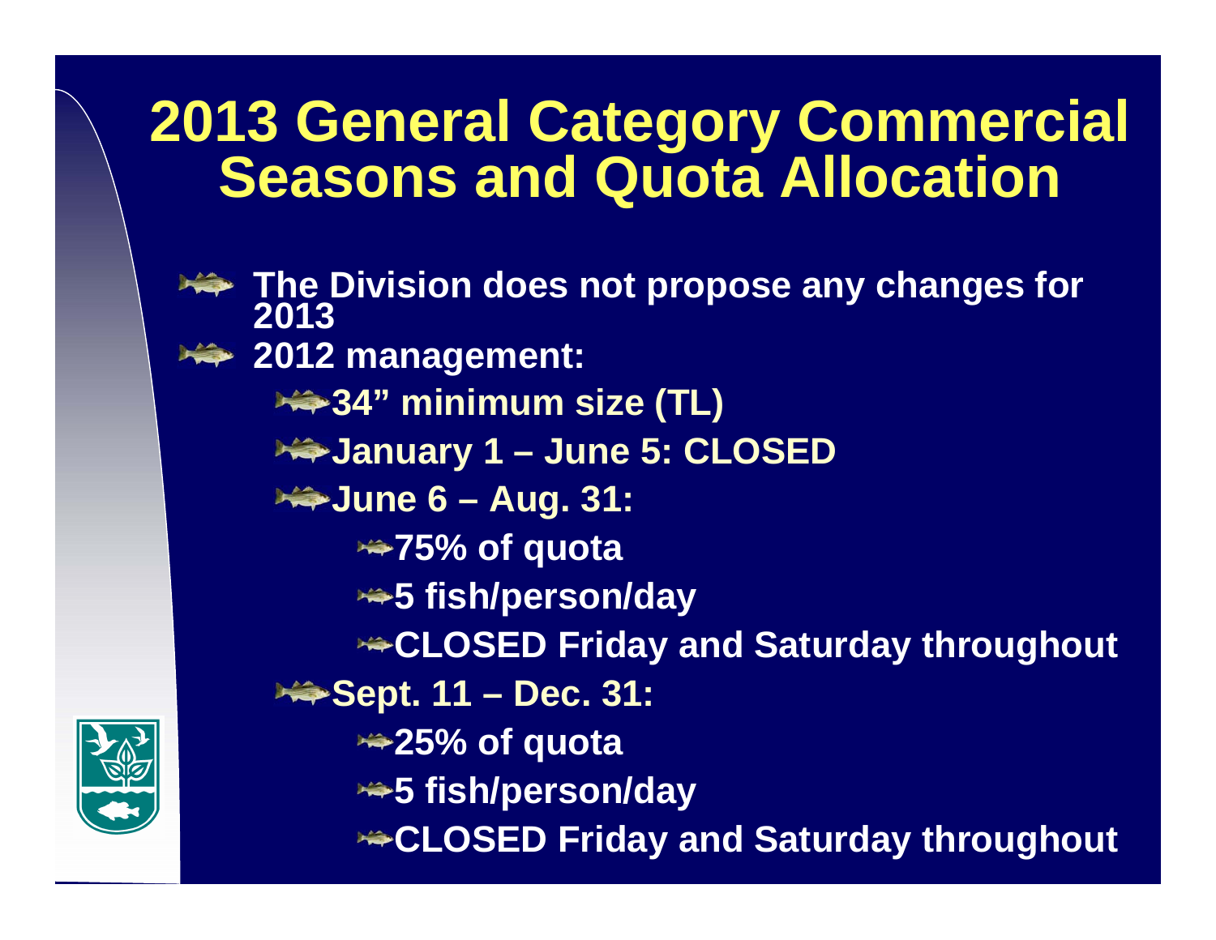# 2013 General Category Commercial Seasons and Quota Allocation

- The Division does not propose any changes for 2013
- 2012 management:
  - 34” minimum size (TL)
  - January 1 – June 5: CLOSED
  - June 6 – Aug. 31:
    - 75% of quota
    - 5 fish/person/day
    - CLOSED Friday and Saturday throughout
  - Sept. 11 – Dec. 31:
    - 25% of quota
    - 5 fish/person/day
    - CLOSED Friday and Saturday throughout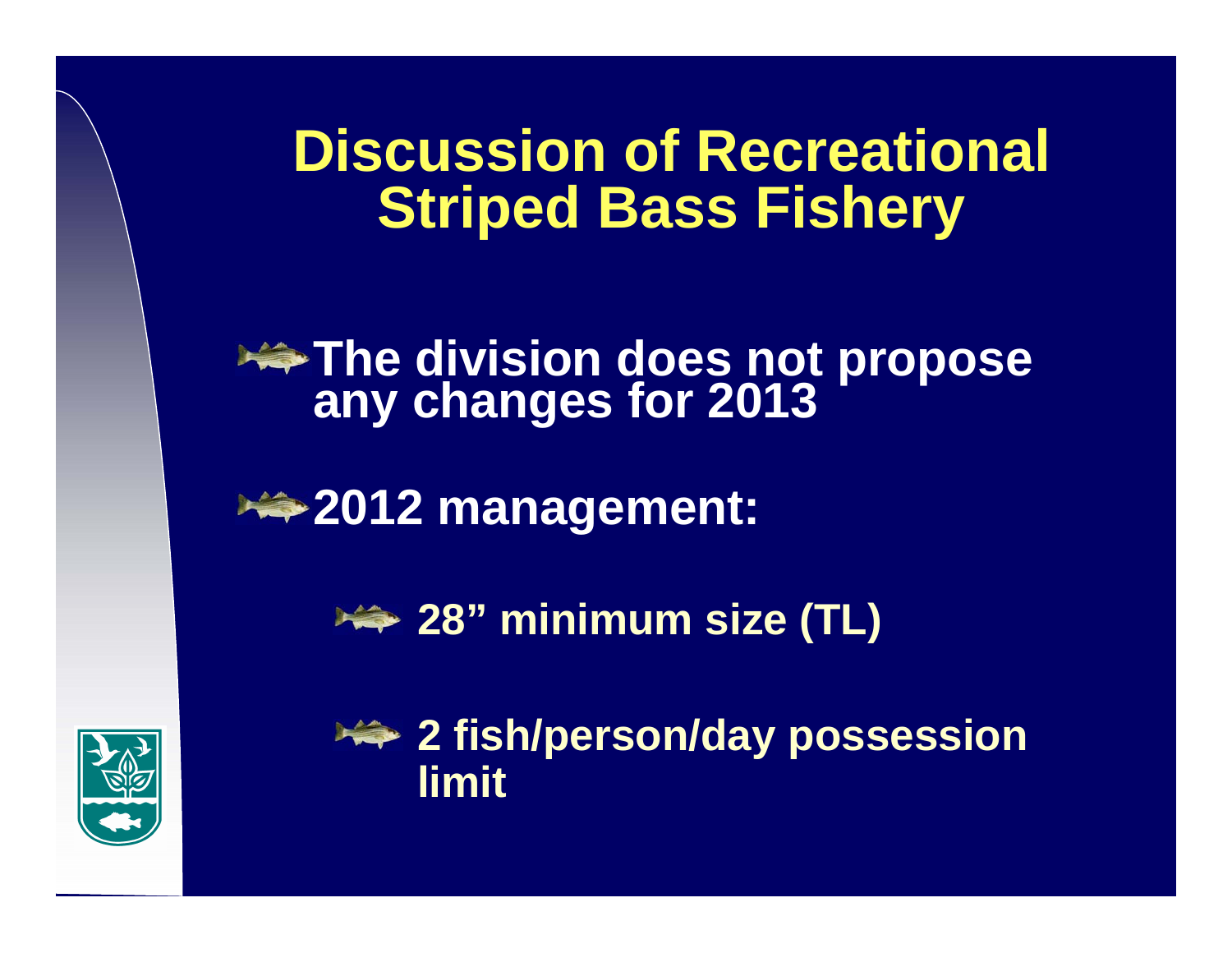# Discussion of Recreational Striped Bass Fishery

- The division does not propose any changes for 2013
- 2012 management:
  - 28” minimum size (TL)
  - 2 fish/person/day possession limit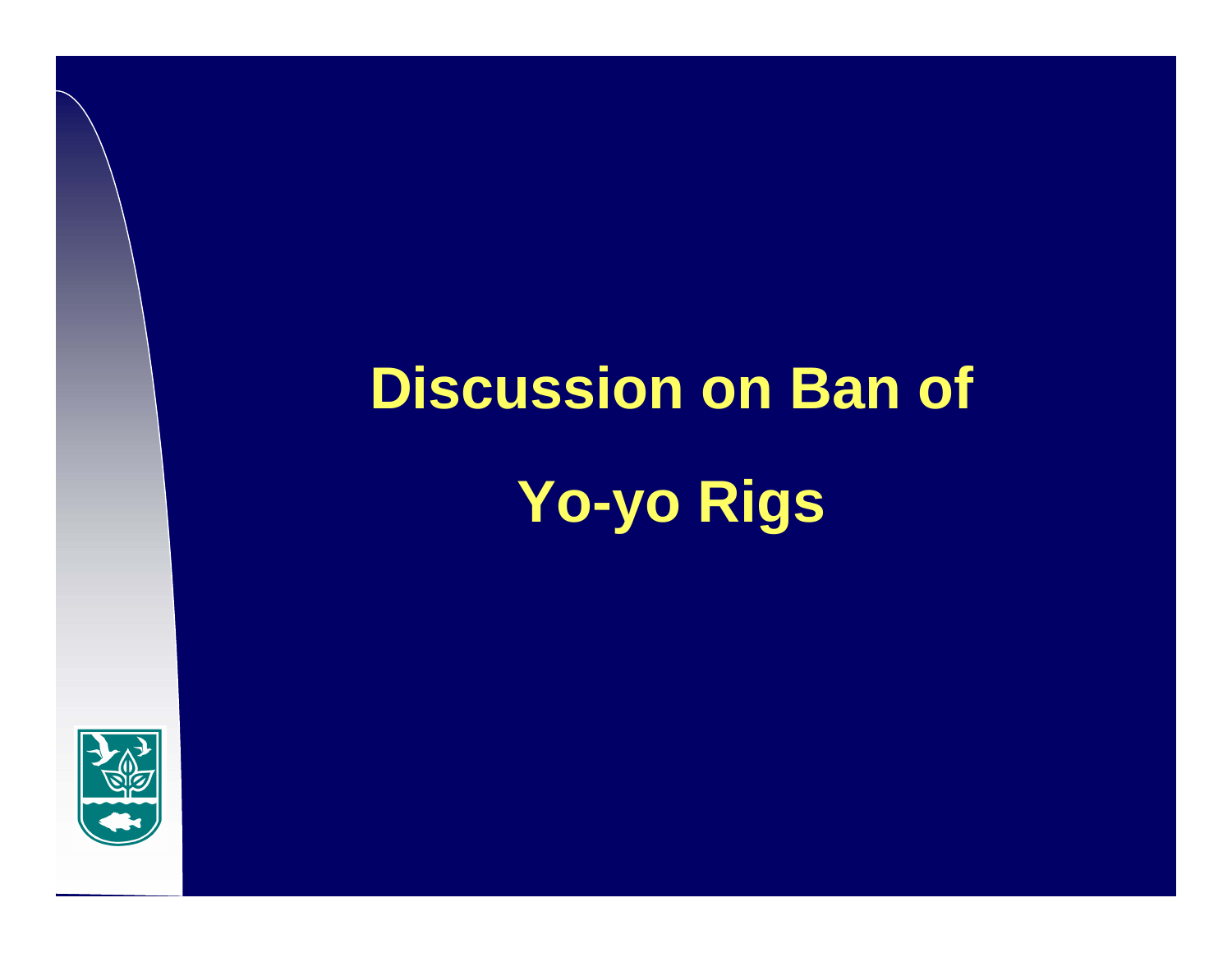# Discussion on Ban of Yo-yo Rigs